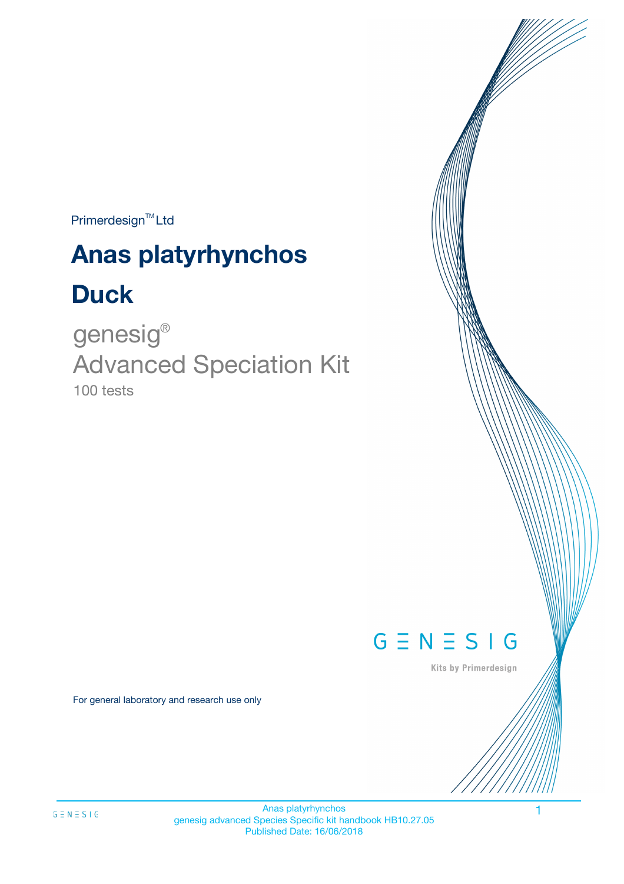Primerdesign™ Ltd

# Anas platyrhynchos

# Duck

genesig®

Advanced Speciation Kit

100 tests

GENESIG

Kits by Primerdesign

For general laboratory and research use only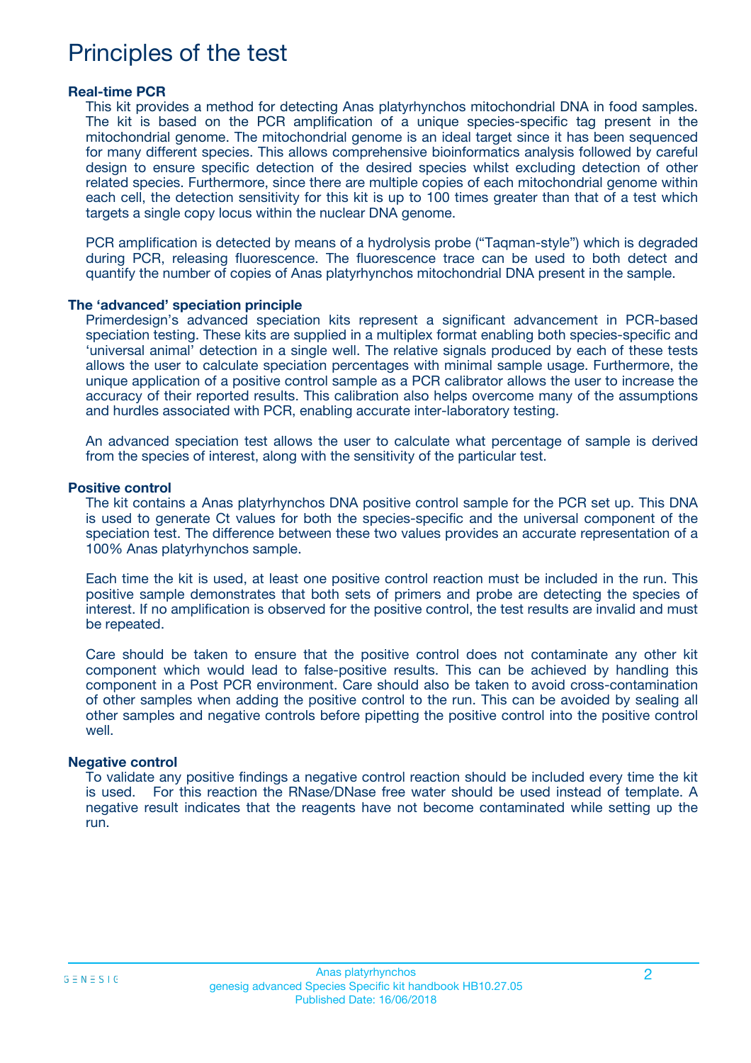# Principles of the test

**Real-time PCR**

This kit provides a method for detecting Anas platyrhynchos mitochondrial DNA in food samples. The kit is based on the PCR amplification of a unique species-specific tag present in the mitochondrial genome. The mitochondrial genome is an ideal target since it has been sequenced for many different species. This allows comprehensive bioinformatics analysis followed by careful design to ensure specific detection of the desired species whilst excluding detection of other related species. Furthermore, since there are multiple copies of each mitochondrial genome within each cell, the detection sensitivity for this kit is up to 100 times greater than that of a test which targets a single copy locus within the nuclear DNA genome.

PCR amplification is detected by means of a hydrolysis probe ("Taqman-style") which is degraded during PCR, releasing fluorescence. The fluorescence trace can be used to both detect and quantify the number of copies of Anas platyrhynchos mitochondrial DNA present in the sample.

**The 'advanced' speciation principle**

Primerdesign's advanced speciation kits represent a significant advancement in PCR-based speciation testing. These kits are supplied in a multiplex format enabling both species-specific and 'universal animal' detection in a single well. The relative signals produced by each of these tests allows the user to calculate speciation percentages with minimal sample usage. Furthermore, the unique application of a positive control sample as a PCR calibrator allows the user to increase the accuracy of their reported results. This calibration also helps overcome many of the assumptions and hurdles associated with PCR, enabling accurate inter-laboratory testing.

An advanced speciation test allows the user to calculate what percentage of sample is derived from the species of interest, along with the sensitivity of the particular test.

**Positive control**

The kit contains a Anas platyrhynchos DNA positive control sample for the PCR set up. This DNA is used to generate Ct values for both the species-specific and the universal component of the speciation test. The difference between these two values provides an accurate representation of a 100% Anas platyrhynchos sample.

Each time the kit is used, at least one positive control reaction must be included in the run. This positive sample demonstrates that both sets of primers and probe are detecting the species of interest. If no amplification is observed for the positive control, the test results are invalid and must be repeated.

Care should be taken to ensure that the positive control does not contaminate any other kit component which would lead to false-positive results. This can be achieved by handling this component in a Post PCR environment. Care should also be taken to avoid cross-contamination of other samples when adding the positive control to the run. This can be avoided by sealing all other samples and negative controls before pipetting the positive control into the positive control well.

**Negative control**

To validate any positive findings a negative control reaction should be included every time the kit is used. For this reaction the RNase/DNase free water should be used instead of template. A negative result indicates that the reagents have not become contaminated while setting up the run.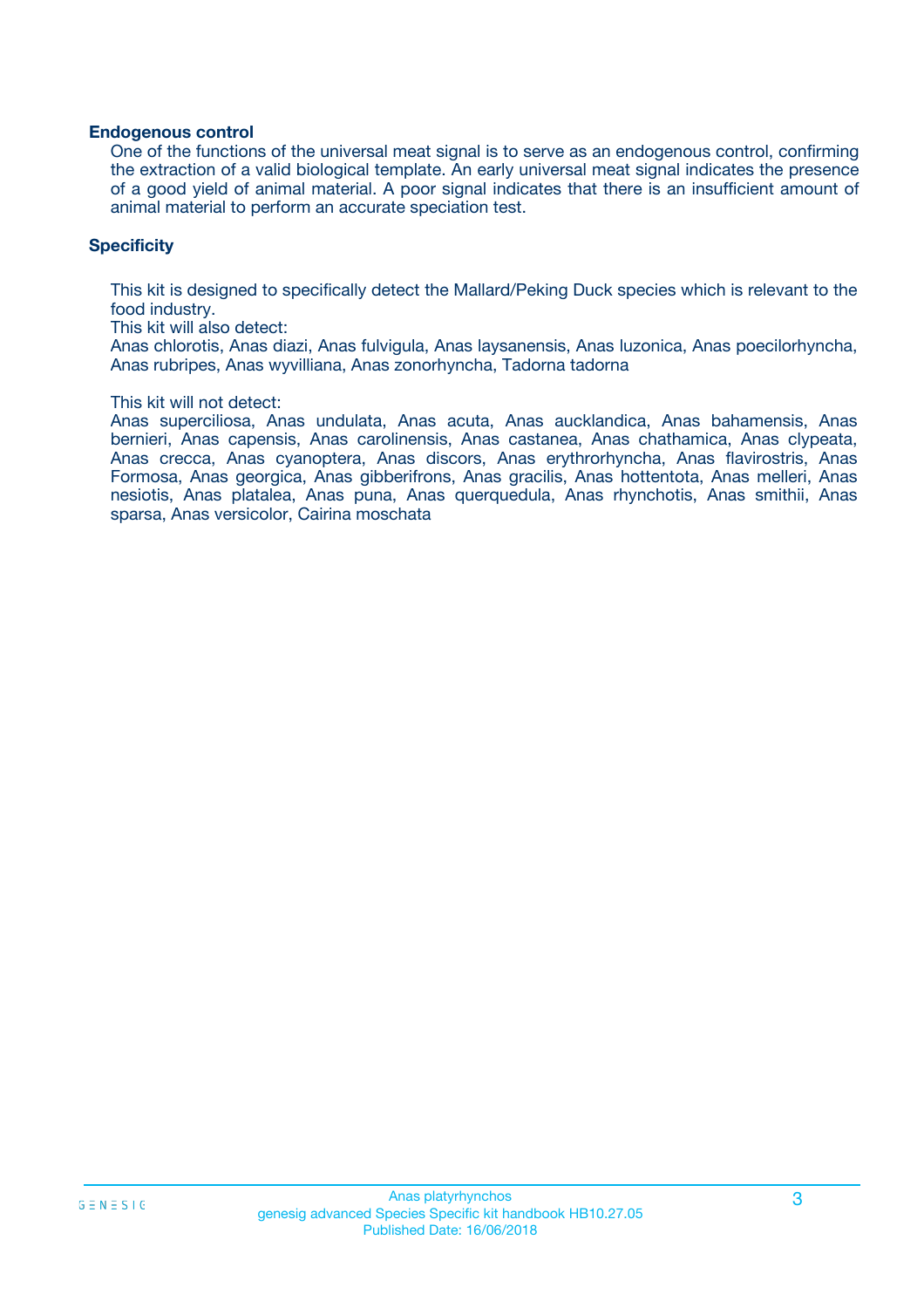### Endogenous control

One of the functions of the universal meat signal is to serve as an endogenous control, confirming the extraction of a valid biological template. An early universal meat signal indicates the presence of a good yield of animal material. A poor signal indicates that there is an insufficient amount of animal material to perform an accurate speciation test.

### Specificity

This kit is designed to specifically detect the Mallard/Peking Duck species which is relevant to the food industry.

This kit will also detect:

Anas chlorotis, Anas diazi, Anas fulvigula, Anas laysanensis, Anas luzonica, Anas poecilorhyncha, Anas rubripes, Anas wyvilliana, Anas zonorhyncha, Tadorna tadorna

This kit will not detect:

Anas superciliosa, Anas undulata, Anas acuta, Anas aucklandica, Anas bahamensis, Anas bernieri, Anas capensis, Anas carolinensis, Anas castanea, Anas chathamica, Anas clypeata, Anas crecca, Anas cyanoptera, Anas discors, Anas erythrorhyncha, Anas flavirostris, Anas Formosa, Anas georgica, Anas gibberifrons, Anas gracilis, Anas hottentota, Anas melleri, Anas nesiotis, Anas platalea, Anas puna, Anas querquedula, Anas rhynchotis, Anas smithii, Anas sparsa, Anas versicolor, Cairina moschata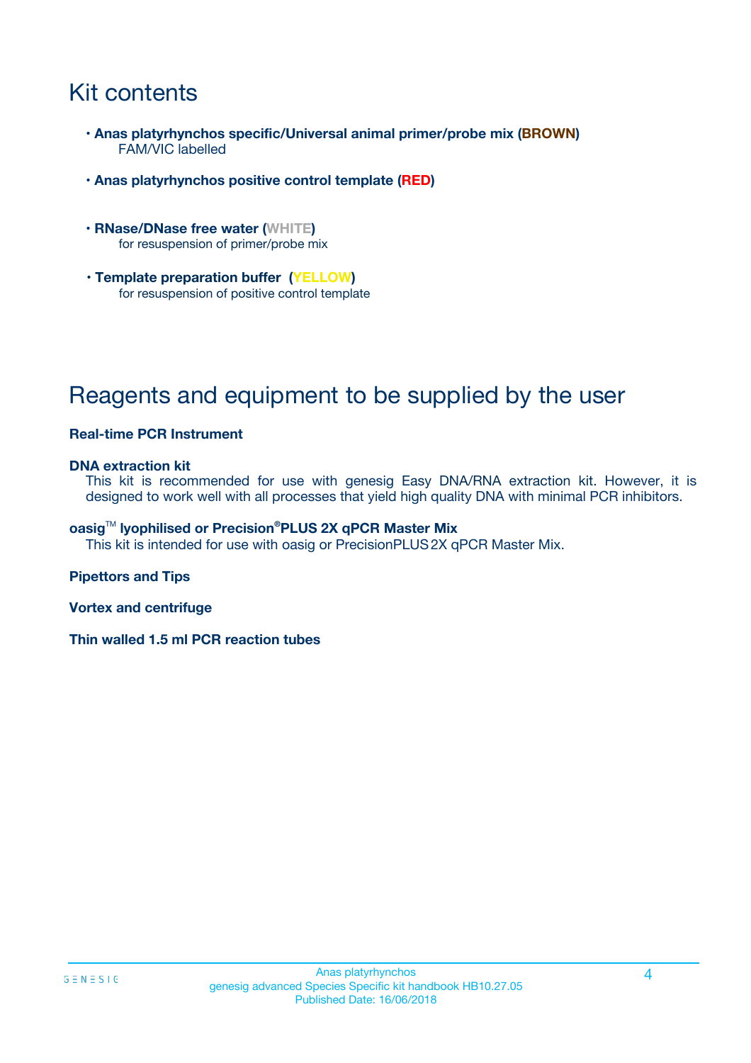# Kit contents

- **Anas platyrhynchos specific/Universal animal primer/probe mix (BROWN)**
  FAM/VIC labelled

- **Anas platyrhynchos positive control template (RED)**

- **RNase/DNase free water (WHITE)**
  for resuspension of primer/probe mix

- **Template preparation buffer (YELLOW)**
  for resuspension of positive control template

# Reagents and equipment to be supplied by the user

**Real-time PCR Instrument**

**DNA extraction kit**
This kit is recommended for use with genesig Easy DNA/RNA extraction kit. However, it is designed to work well with all processes that yield high quality DNA with minimal PCR inhibitors.

**oasig™ lyophilised or Precision®PLUS 2X qPCR Master Mix**
This kit is intended for use with oasig or PrecisionPLUS 2X qPCR Master Mix.

**Pipettors and Tips**

**Vortex and centrifuge**

**Thin walled 1.5 ml PCR reaction tubes**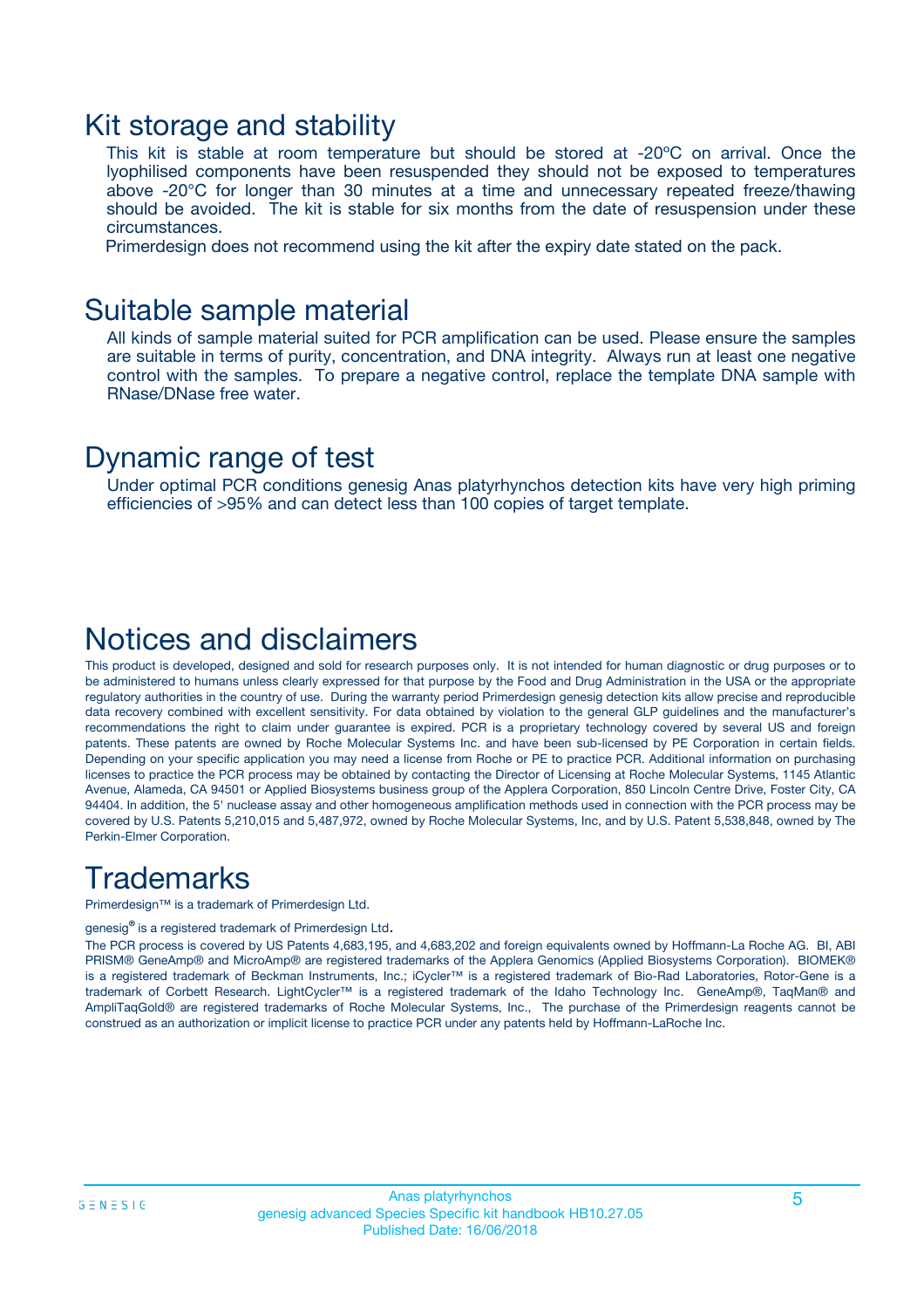## Kit storage and stability

This kit is stable at room temperature but should be stored at -20ºC on arrival. Once the lyophilised components have been resuspended they should not be exposed to temperatures above -20°C for longer than 30 minutes at a time and unnecessary repeated freeze/thawing should be avoided. The kit is stable for six months from the date of resuspension under these circumstances.

Primerdesign does not recommend using the kit after the expiry date stated on the pack.

## Suitable sample material

All kinds of sample material suited for PCR amplification can be used. Please ensure the samples are suitable in terms of purity, concentration, and DNA integrity. Always run at least one negative control with the samples. To prepare a negative control, replace the template DNA sample with RNase/DNase free water.

## Dynamic range of test

Under optimal PCR conditions genesig Anas platyrhynchos detection kits have very high priming efficiencies of >95% and can detect less than 100 copies of target template.

## Notices and disclaimers

This product is developed, designed and sold for research purposes only. It is not intended for human diagnostic or drug purposes or to be administered to humans unless clearly expressed for that purpose by the Food and Drug Administration in the USA or the appropriate regulatory authorities in the country of use. During the warranty period Primerdesign genesig detection kits allow precise and reproducible data recovery combined with excellent sensitivity. For data obtained by violation to the general GLP guidelines and the manufacturer's recommendations the right to claim under guarantee is expired. PCR is a proprietary technology covered by several US and foreign patents. These patents are owned by Roche Molecular Systems Inc. and have been sub-licensed by PE Corporation in certain fields. Depending on your specific application you may need a license from Roche or PE to practice PCR. Additional information on purchasing licenses to practice the PCR process may be obtained by contacting the Director of Licensing at Roche Molecular Systems, 1145 Atlantic Avenue, Alameda, CA 94501 or Applied Biosystems business group of the Applera Corporation, 850 Lincoln Centre Drive, Foster City, CA 94404. In addition, the 5' nuclease assay and other homogeneous amplification methods used in connection with the PCR process may be covered by U.S. Patents 5,210,015 and 5,487,972, owned by Roche Molecular Systems, Inc, and by U.S. Patent 5,538,848, owned by The Perkin-Elmer Corporation.

## Trademarks

Primerdesign™ is a trademark of Primerdesign Ltd.

genesig® is a registered trademark of Primerdesign Ltd.

The PCR process is covered by US Patents 4,683,195, and 4,683,202 and foreign equivalents owned by Hoffmann-La Roche AG. BI, ABI PRISM® GeneAmp® and MicroAmp® are registered trademarks of the Applera Genomics (Applied Biosystems Corporation). BIOMEK® is a registered trademark of Beckman Instruments, Inc.; iCycler™ is a registered trademark of Bio-Rad Laboratories, Rotor-Gene is a trademark of Corbett Research. LightCycler™ is a registered trademark of the Idaho Technology Inc. GeneAmp®, TaqMan® and AmpliTaqGold® are registered trademarks of Roche Molecular Systems, Inc., The purchase of the Primerdesign reagents cannot be construed as an authorization or implicit license to practice PCR under any patents held by Hoffmann-LaRoche Inc.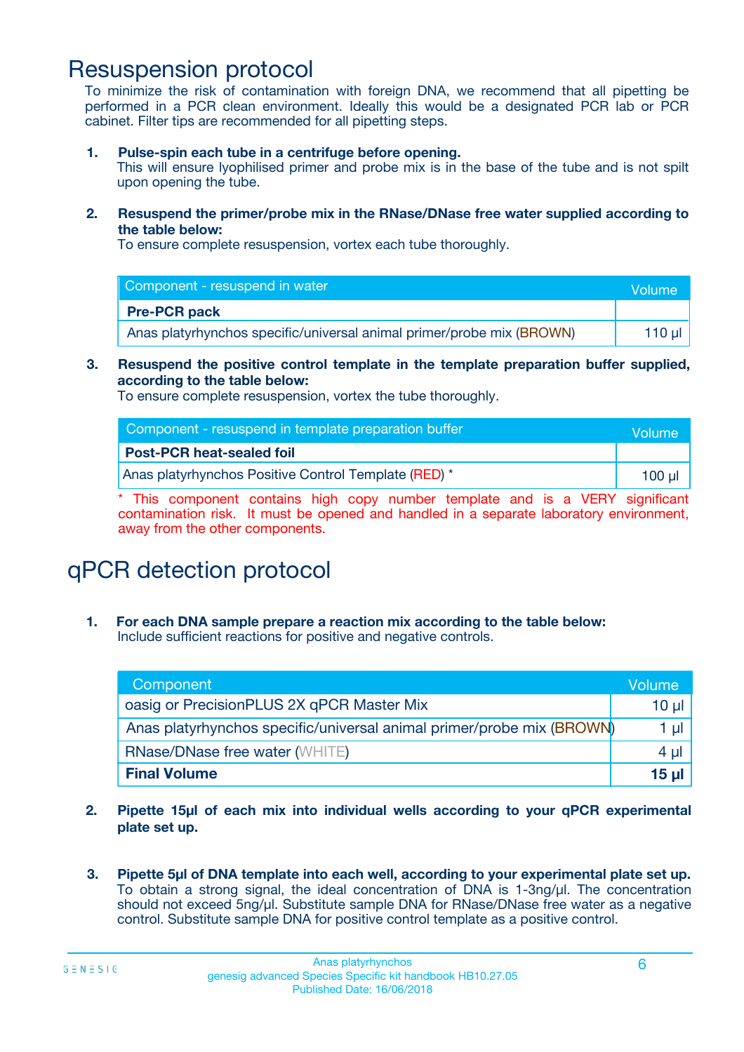# Resuspension protocol

To minimize the risk of contamination with foreign DNA, we recommend that all pipetting be performed in a PCR clean environment. Ideally this would be a designated PCR lab or PCR cabinet. Filter tips are recommended for all pipetting steps.

1. **Pulse-spin each tube in a centrifuge before opening.**
   This will ensure lyophilised primer and probe mix is in the base of the tube and is not spilt upon opening the tube.

2. **Resuspend the primer/probe mix in the RNase/DNase free water supplied according to the table below:**
   To ensure complete resuspension, vortex each tube thoroughly.

| Component - resuspend in water | Volume |
|---|---|
| **Pre-PCR pack** | |
| Anas platyrhynchos specific/universal animal primer/probe mix (BROWN) | 110 µl |

3. **Resuspend the positive control template in the template preparation buffer supplied, according to the table below:**
   To ensure complete resuspension, vortex the tube thoroughly.

| Component - resuspend in template preparation buffer | Volume |
|---|---|
| **Post-PCR heat-sealed foil** | |
| Anas platyrhynchos Positive Control Template (RED) * | 100 µl |

\* This component contains high copy number template and is a VERY significant contamination risk. It must be opened and handled in a separate laboratory environment, away from the other components.

# qPCR detection protocol

1. **For each DNA sample prepare a reaction mix according to the table below:**
   Include sufficient reactions for positive and negative controls.

| Component | Volume |
|---|---|
| oasig or PrecisionPLUS 2X qPCR Master Mix | 10 µl |
| Anas platyrhynchos specific/universal animal primer/probe mix (BROWN) | 1 µl |
| RNase/DNase free water (WHITE) | 4 µl |
| **Final Volume** | **15 µl** |

2. **Pipette 15µl of each mix into individual wells according to your qPCR experimental plate set up.**

3. **Pipette 5µl of DNA template into each well, according to your experimental plate set up.**
   To obtain a strong signal, the ideal concentration of DNA is 1-3ng/µl. The concentration should not exceed 5ng/µl. Substitute sample DNA for RNase/DNase free water as a negative control. Substitute sample DNA for positive control template as a positive control.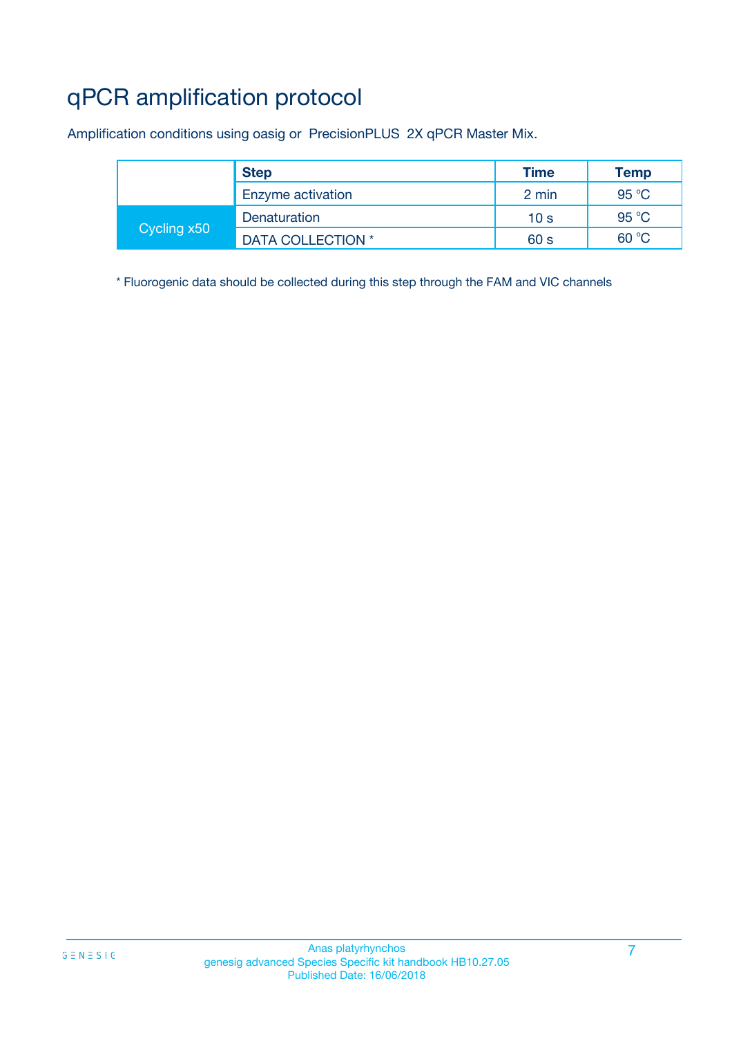# qPCR amplification protocol

Amplification conditions using oasig or PrecisionPLUS 2X qPCR Master Mix.

| | Step | Time | Temp |
|---|---|---|---|
| | Enzyme activation | 2 min | 95 °C |
| Cycling x50 | Denaturation | 10 s | 95 °C |
| | DATA COLLECTION * | 60 s | 60 °C |

* Fluorogenic data should be collected during this step through the FAM and VIC channels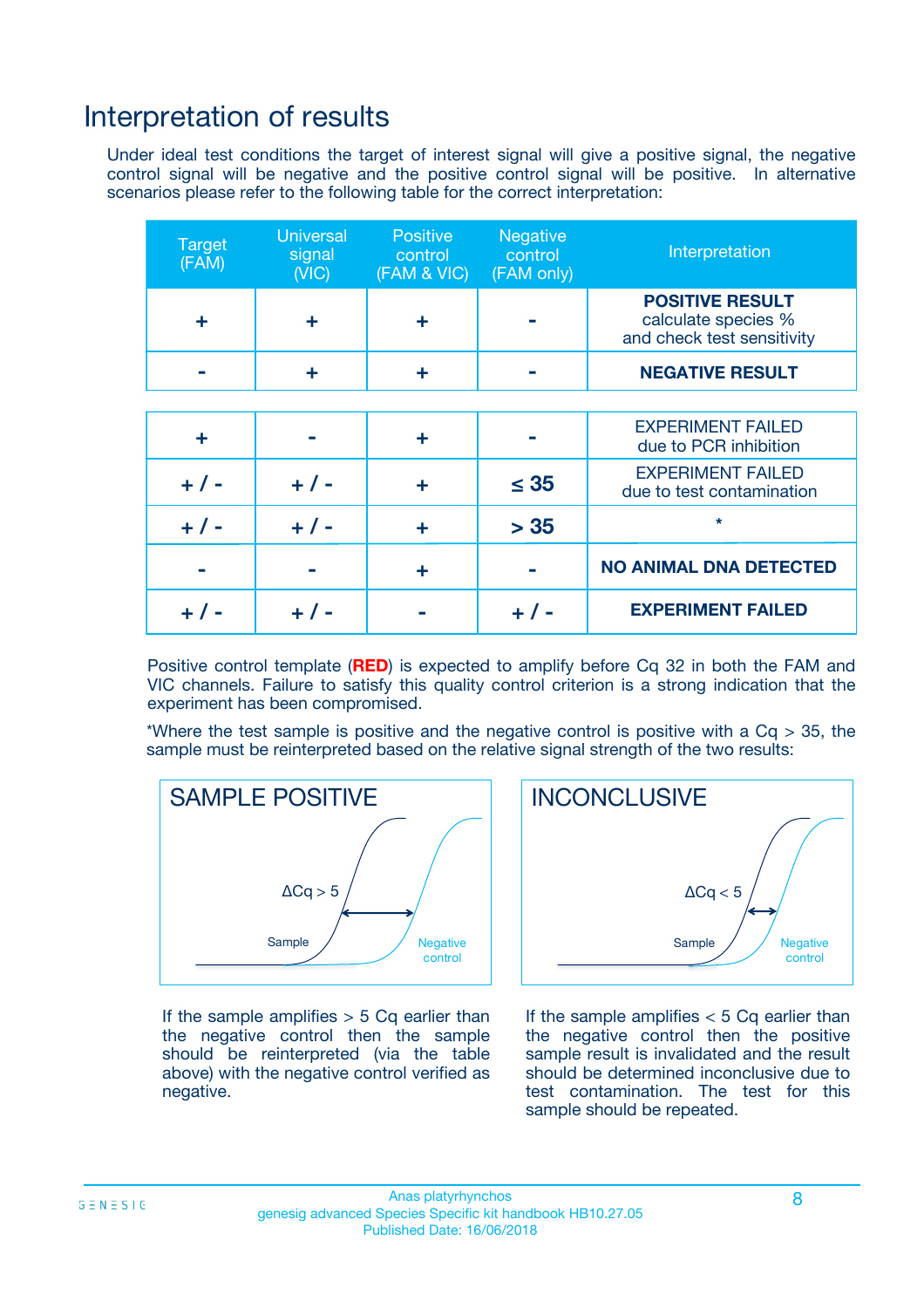# Interpretation of results

Under ideal test conditions the target of interest signal will give a positive signal, the negative control signal will be negative and the positive control signal will be positive. In alternative scenarios please refer to the following table for the correct interpretation:

| Target (FAM) | Universal signal (VIC) | Positive control (FAM & VIC) | Negative control (FAM only) | Interpretation |
|---|---|---|---|---|
| + | + | + | - | **POSITIVE RESULT** calculate species % and check test sensitivity |
| - | + | + | - | **NEGATIVE RESULT** |
| + | - | + | - | EXPERIMENT FAILED due to PCR inhibition |
| + / - | + / - | + | ≤ 35 | EXPERIMENT FAILED due to test contamination |
| + / - | + / - | + | > 35 | * |
| - | - | + | - | **NO ANIMAL DNA DETECTED** |
| + / - | + / - | - | + / - | **EXPERIMENT FAILED** |

Positive control template (**RED**) is expected to amplify before Cq 32 in both the FAM and VIC channels. Failure to satisfy this quality control criterion is a strong indication that the experiment has been compromised.

*Where the test sample is positive and the negative control is positive with a Cq > 35, the sample must be reinterpreted based on the relative signal strength of the two results:

**SAMPLE POSITIVE**

$\Delta Cq > 5$

If the sample amplifies > 5 Cq earlier than the negative control then the sample should be reinterpreted (via the table above) with the negative control verified as negative.

**INCONCLUSIVE**

$\Delta Cq < 5$

If the sample amplifies < 5 Cq earlier than the negative control then the positive sample result is invalidated and the result should be determined inconclusive due to test contamination. The test for this sample should be repeated.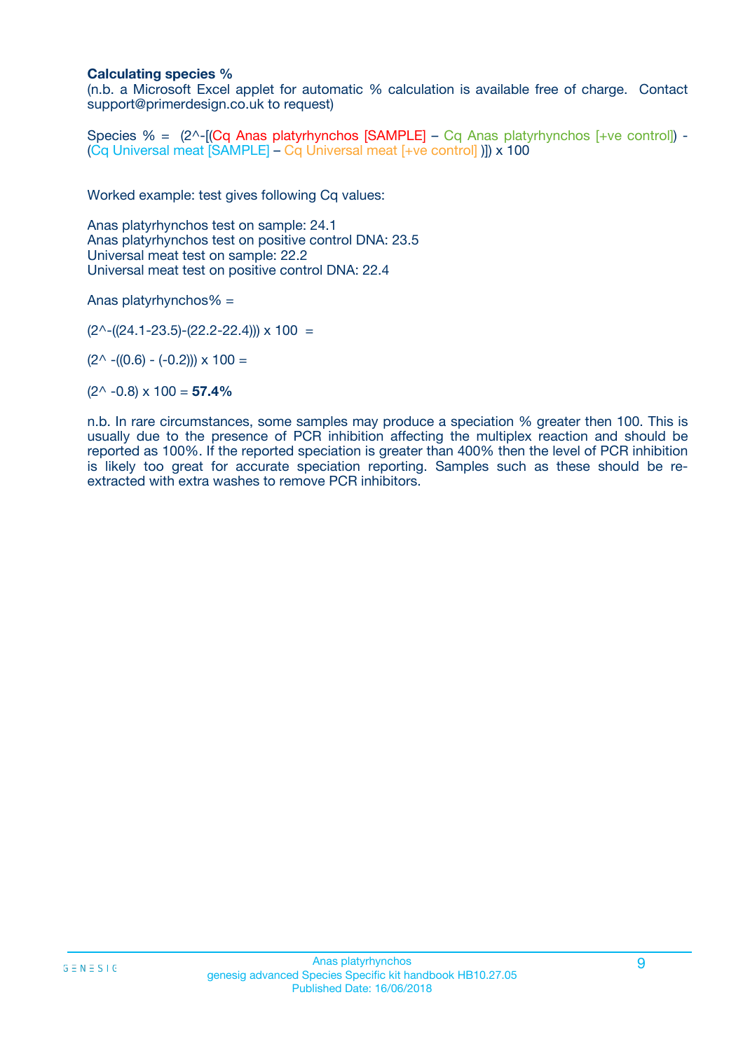**Calculating species %**

(n.b. a Microsoft Excel applet for automatic % calculation is available free of charge. Contact support@primerdesign.co.uk to request)

Species % = (2^-[(Cq Anas platyrhynchos [SAMPLE] – Cq Anas platyrhynchos [+ve control]) - (Cq Universal meat [SAMPLE] – Cq Universal meat [+ve control] )]) x 100

Worked example: test gives following Cq values:

Anas platyrhynchos test on sample: 24.1
Anas platyrhynchos test on positive control DNA: 23.5
Universal meat test on sample: 22.2
Universal meat test on positive control DNA: 22.4

Anas platyrhynchos% =

(2^-((24.1-23.5)-(22.2-22.4))) x 100 =

(2^ -((0.6) - (-0.2))) x 100 =

(2^ -0.8) x 100 = **57.4%**

n.b. In rare circumstances, some samples may produce a speciation % greater then 100. This is usually due to the presence of PCR inhibition affecting the multiplex reaction and should be reported as 100%. If the reported speciation is greater than 400% then the level of PCR inhibition is likely too great for accurate speciation reporting. Samples such as these should be re-extracted with extra washes to remove PCR inhibitors.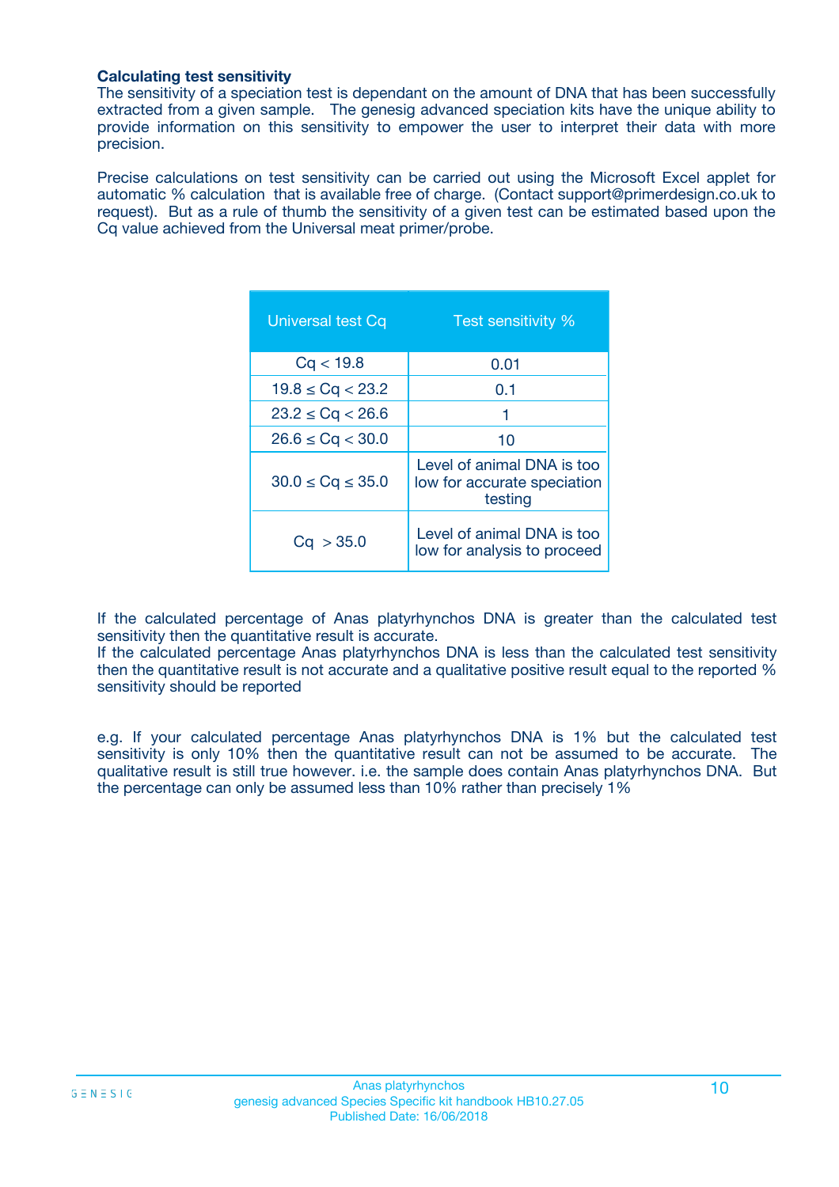**Calculating test sensitivity**

The sensitivity of a speciation test is dependant on the amount of DNA that has been successfully extracted from a given sample. The genesig advanced speciation kits have the unique ability to provide information on this sensitivity to empower the user to interpret their data with more precision.

Precise calculations on test sensitivity can be carried out using the Microsoft Excel applet for automatic % calculation that is available free of charge. (Contact support@primerdesign.co.uk to request). But as a rule of thumb the sensitivity of a given test can be estimated based upon the Cq value achieved from the Universal meat primer/probe.

| Universal test Cq | Test sensitivity % |
|---|---|
| Cq < 19.8 | 0.01 |
| 19.8 ≤ Cq < 23.2 | 0.1 |
| 23.2 ≤ Cq < 26.6 | 1 |
| 26.6 ≤ Cq < 30.0 | 10 |
| 30.0 ≤ Cq ≤ 35.0 | Level of animal DNA is too low for accurate speciation testing |
| Cq > 35.0 | Level of animal DNA is too low for analysis to proceed |

If the calculated percentage of Anas platyrhynchos DNA is greater than the calculated test sensitivity then the quantitative result is accurate.
If the calculated percentage Anas platyrhynchos DNA is less than the calculated test sensitivity then the quantitative result is not accurate and a qualitative positive result equal to the reported % sensitivity should be reported

e.g. If your calculated percentage Anas platyrhynchos DNA is 1% but the calculated test sensitivity is only 10% then the quantitative result can not be assumed to be accurate. The qualitative result is still true however. i.e. the sample does contain Anas platyrhynchos DNA. But the percentage can only be assumed less than 10% rather than precisely 1%